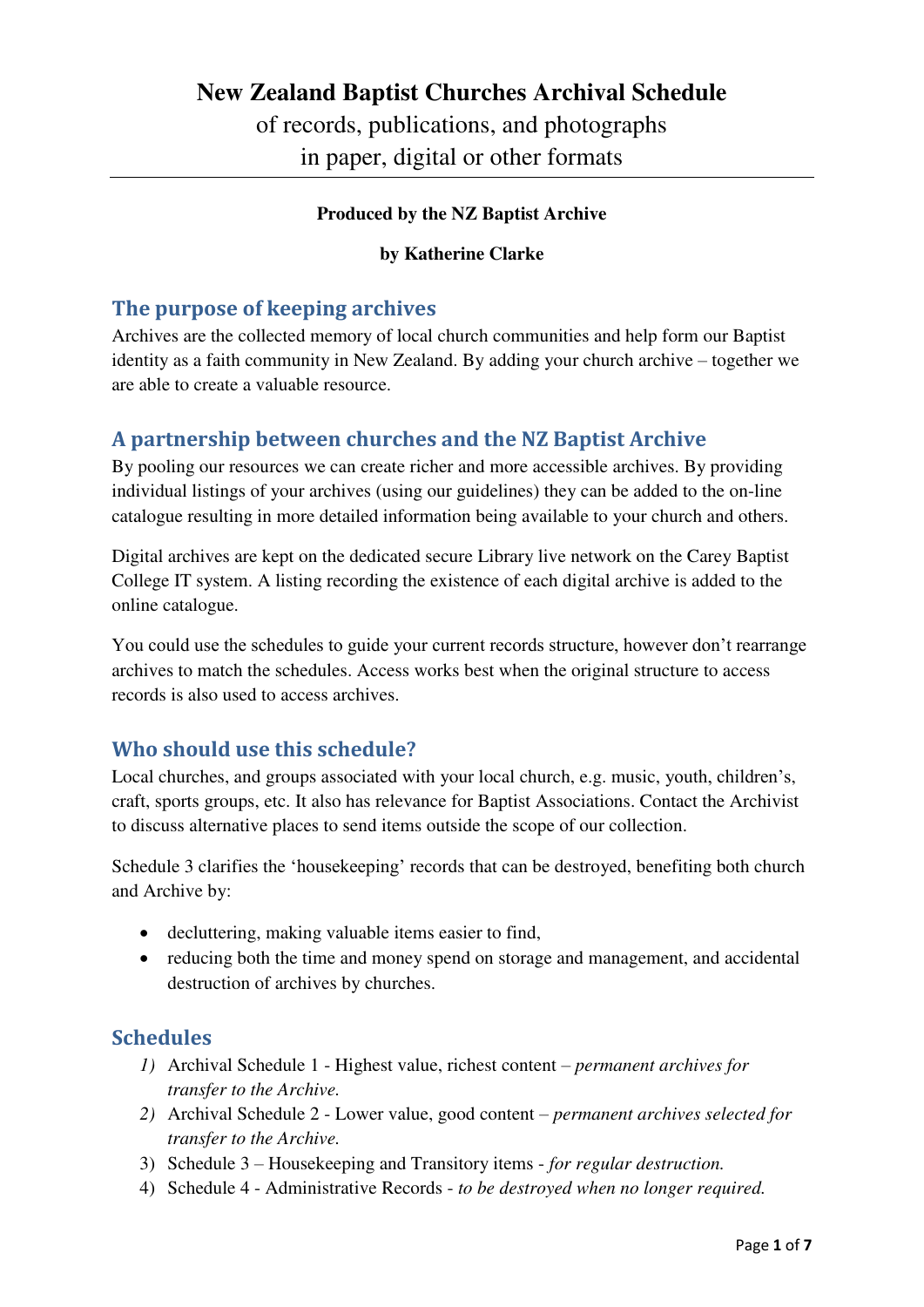# New Zealand Baptist Churches Archival Schedule

of records, publications, and photographs
in paper, digital or other formats

**Produced by the NZ Baptist Archive**

**by Katherine Clarke**

## The purpose of keeping archives

Archives are the collected memory of local church communities and help form our Baptist identity as a faith community in New Zealand. By adding your church archive – together we are able to create a valuable resource.

## A partnership between churches and the NZ Baptist Archive

By pooling our resources we can create richer and more accessible archives. By providing individual listings of your archives (using our guidelines) they can be added to the on-line catalogue resulting in more detailed information being available to your church and others.

Digital archives are kept on the dedicated secure Library live network on the Carey Baptist College IT system. A listing recording the existence of each digital archive is added to the online catalogue.

You could use the schedules to guide your current records structure, however don't rearrange archives to match the schedules. Access works best when the original structure to access records is also used to access archives.

## Who should use this schedule?

Local churches, and groups associated with your local church, e.g. music, youth, children's, craft, sports groups, etc. It also has relevance for Baptist Associations. Contact the Archivist to discuss alternative places to send items outside the scope of our collection.

Schedule 3 clarifies the 'housekeeping' records that can be destroyed, benefiting both church and Archive by:

- decluttering, making valuable items easier to find,
- reducing both the time and money spend on storage and management, and accidental destruction of archives by churches.

## Schedules

1) Archival Schedule 1 - Highest value, richest content – *permanent archives for transfer to the Archive.*
2) Archival Schedule 2 - Lower value, good content – *permanent archives selected for transfer to the Archive.*
3) Schedule 3 – Housekeeping and Transitory items - *for regular destruction.*
4) Schedule 4 - Administrative Records - *to be destroyed when no longer required.*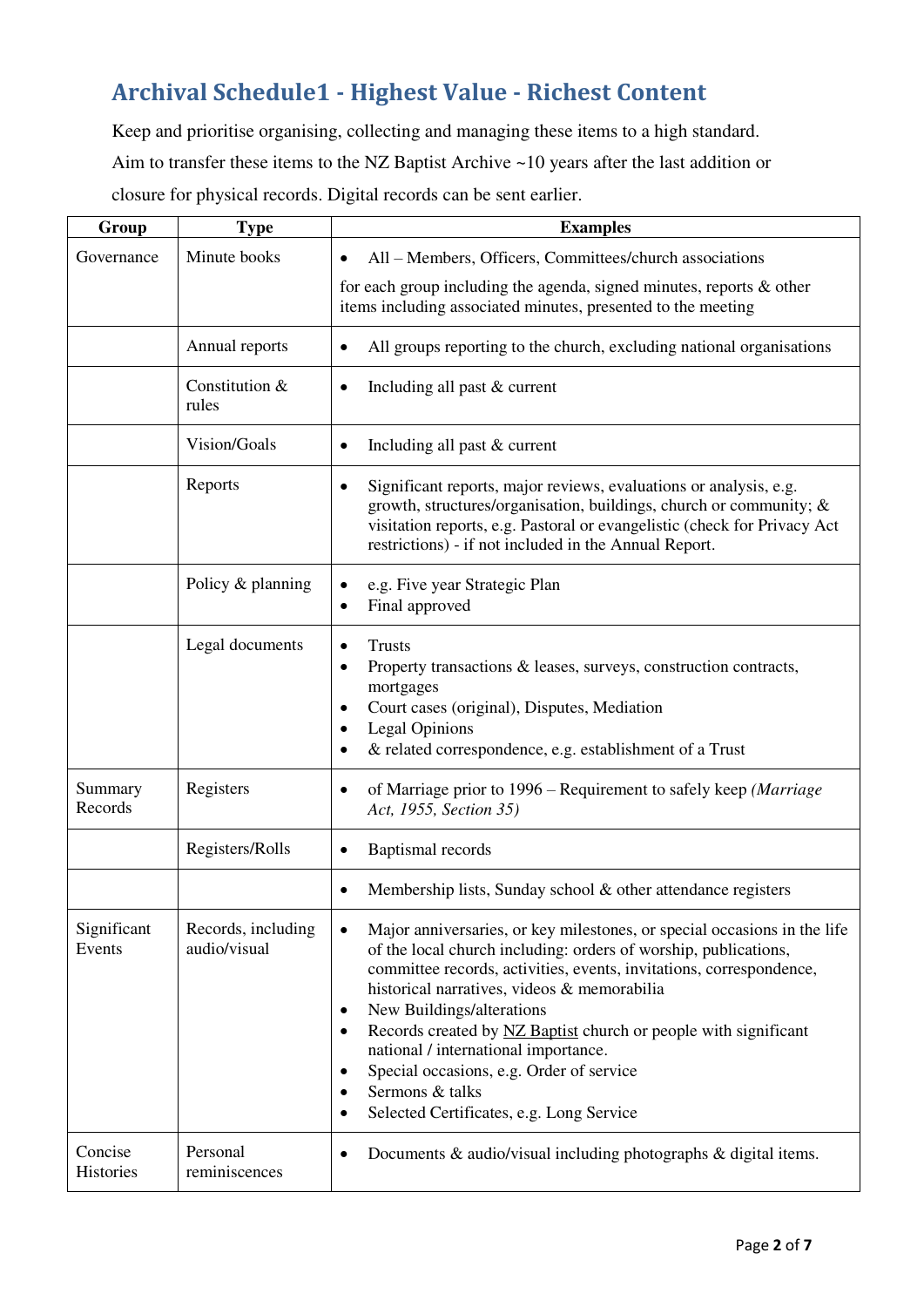## Archival Schedule1 - Highest Value - Richest Content

Keep and prioritise organising, collecting and managing these items to a high standard.

Aim to transfer these items to the NZ Baptist Archive ~10 years after the last addition or closure for physical records. Digital records can be sent earlier.

| Group | Type | Examples |
|---|---|---|
| Governance | Minute books | • All – Members, Officers, Committees/church associations<br><br>for each group including the agenda, signed minutes, reports & other items including associated minutes, presented to the meeting |
| | Annual reports | • All groups reporting to the church, excluding national organisations |
| | Constitution & rules | • Including all past & current |
| | Vision/Goals | • Including all past & current |
| | Reports | • Significant reports, major reviews, evaluations or analysis, e.g. growth, structures/organisation, buildings, church or community; & visitation reports, e.g. Pastoral or evangelistic (check for Privacy Act restrictions) - if not included in the Annual Report. |
| | Policy & planning | • e.g. Five year Strategic Plan<br>• Final approved |
| | Legal documents | • Trusts<br>• Property transactions & leases, surveys, construction contracts, mortgages<br>• Court cases (original), Disputes, Mediation<br>• Legal Opinions<br>• & related correspondence, e.g. establishment of a Trust |
| Summary Records | Registers | • of Marriage prior to 1996 – Requirement to safely keep *(Marriage Act, 1955, Section 35)* |
| | Registers/Rolls | • Baptismal records |
| | | • Membership lists, Sunday school & other attendance registers |
| Significant Events | Records, including audio/visual | • Major anniversaries, or key milestones, or special occasions in the life of the local church including: orders of worship, publications, committee records, activities, events, invitations, correspondence, historical narratives, videos & memorabilia<br>• New Buildings/alterations<br>• Records created by NZ Baptist church or people with significant national / international importance.<br>• Special occasions, e.g. Order of service<br>• Sermons & talks<br>• Selected Certificates, e.g. Long Service |
| Concise Histories | Personal reminiscences | • Documents & audio/visual including photographs & digital items. |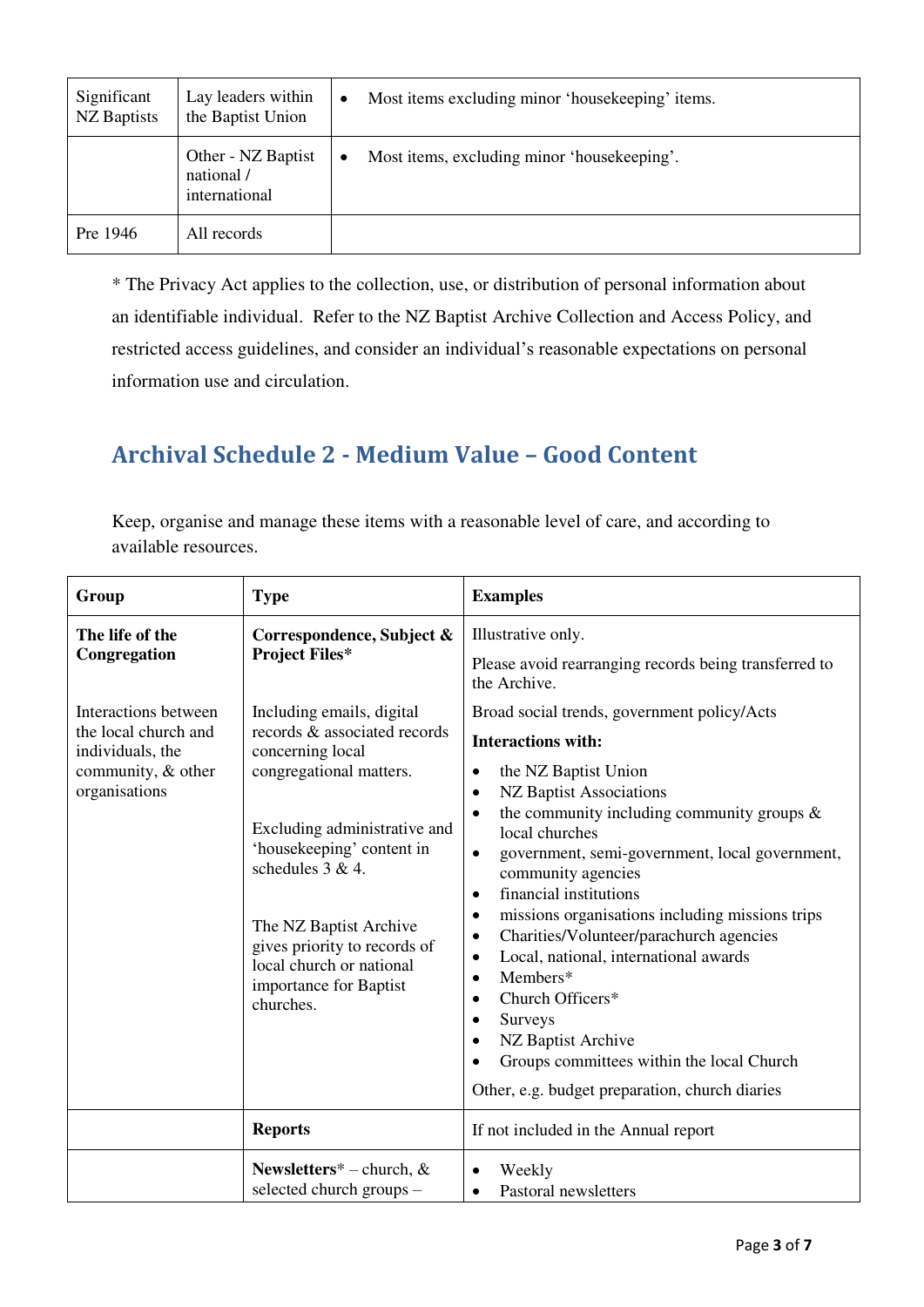| Significant NZ Baptists | Lay leaders within the Baptist Union | • Most items excluding minor 'housekeeping' items. |
|---|---|---|
| | Other - NZ Baptist national / international | • Most items, excluding minor 'housekeeping'. |
| Pre 1946 | All records | |

* The Privacy Act applies to the collection, use, or distribution of personal information about an identifiable individual. Refer to the NZ Baptist Archive Collection and Access Policy, and restricted access guidelines, and consider an individual's reasonable expectations on personal information use and circulation.

## Archival Schedule 2 - Medium Value – Good Content

Keep, organise and manage these items with a reasonable level of care, and according to available resources.

| Group | Type | Examples |
|---|---|---|
| **The life of the Congregation**<br><br>Interactions between the local church and individuals, the community, & other organisations | **Correspondence, Subject & Project Files***<br><br>Including emails, digital records & associated records concerning local congregational matters.<br><br>Excluding administrative and 'housekeeping' content in schedules 3 & 4.<br><br>The NZ Baptist Archive gives priority to records of local church or national importance for Baptist churches. | Illustrative only.<br><br>Please avoid rearranging records being transferred to the Archive.<br><br>Broad social trends, government policy/Acts<br><br>**Interactions with:**<br>• the NZ Baptist Union<br>• NZ Baptist Associations<br>• the community including community groups & local churches<br>• government, semi-government, local government, community agencies<br>• financial institutions<br>• missions organisations including missions trips<br>• Charities/Volunteer/parachurch agencies<br>• Local, national, international awards<br>• Members*<br>• Church Officers*<br>• Surveys<br>• NZ Baptist Archive<br>• Groups committees within the local Church<br><br>Other, e.g. budget preparation, church diaries |
| | **Reports** | If not included in the Annual report |
| | **Newsletters*** – church, & selected church groups – | • Weekly<br>• Pastoral newsletters |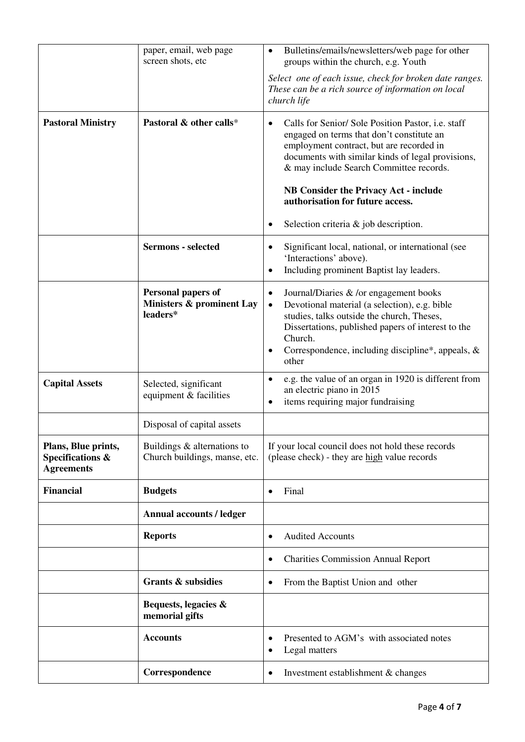|  |  |  |
|---|---|---|
|  | paper, email, web page screen shots, etc | • Bulletins/emails/newsletters/web page for other groups within the church, e.g. Youth<br><br>*Select one of each issue, check for broken date ranges. These can be a rich source of information on local church life* |
| **Pastoral Ministry** | **Pastoral & other calls*** | • Calls for Senior/ Sole Position Pastor, i.e. staff engaged on terms that don't constitute an employment contract, but are recorded in documents with similar kinds of legal provisions, & may include Search Committee records.<br><br>**NB Consider the Privacy Act - include authorisation for future access.**<br><br>• Selection criteria & job description. |
|  | **Sermons - selected** | • Significant local, national, or international (see 'Interactions' above).<br>• Including prominent Baptist lay leaders. |
|  | **Personal papers of Ministers & prominent Lay leaders*** | • Journal/Diaries & /or engagement books<br>• Devotional material (a selection), e.g. bible studies, talks outside the church, Theses, Dissertations, published papers of interest to the Church.<br>• Correspondence, including discipline*, appeals, & other |
| **Capital Assets** | Selected, significant equipment & facilities | • e.g. the value of an organ in 1920 is different from an electric piano in 2015<br>• items requiring major fundraising |
|  | Disposal of capital assets |  |
| **Plans, Blue prints, Specifications & Agreements** | Buildings & alternations to Church buildings, manse, etc. | If your local council does not hold these records (please check) - they are <u>high</u> value records |
| **Financial** | **Budgets** | • Final |
|  | **Annual accounts / ledger** |  |
|  | **Reports** | • Audited Accounts |
|  |  | • Charities Commission Annual Report |
|  | **Grants & subsidies** | • From the Baptist Union and other |
|  | **Bequests, legacies & memorial gifts** |  |
|  | **Accounts** | • Presented to AGM's with associated notes<br>• Legal matters |
|  | **Correspondence** | • Investment establishment & changes |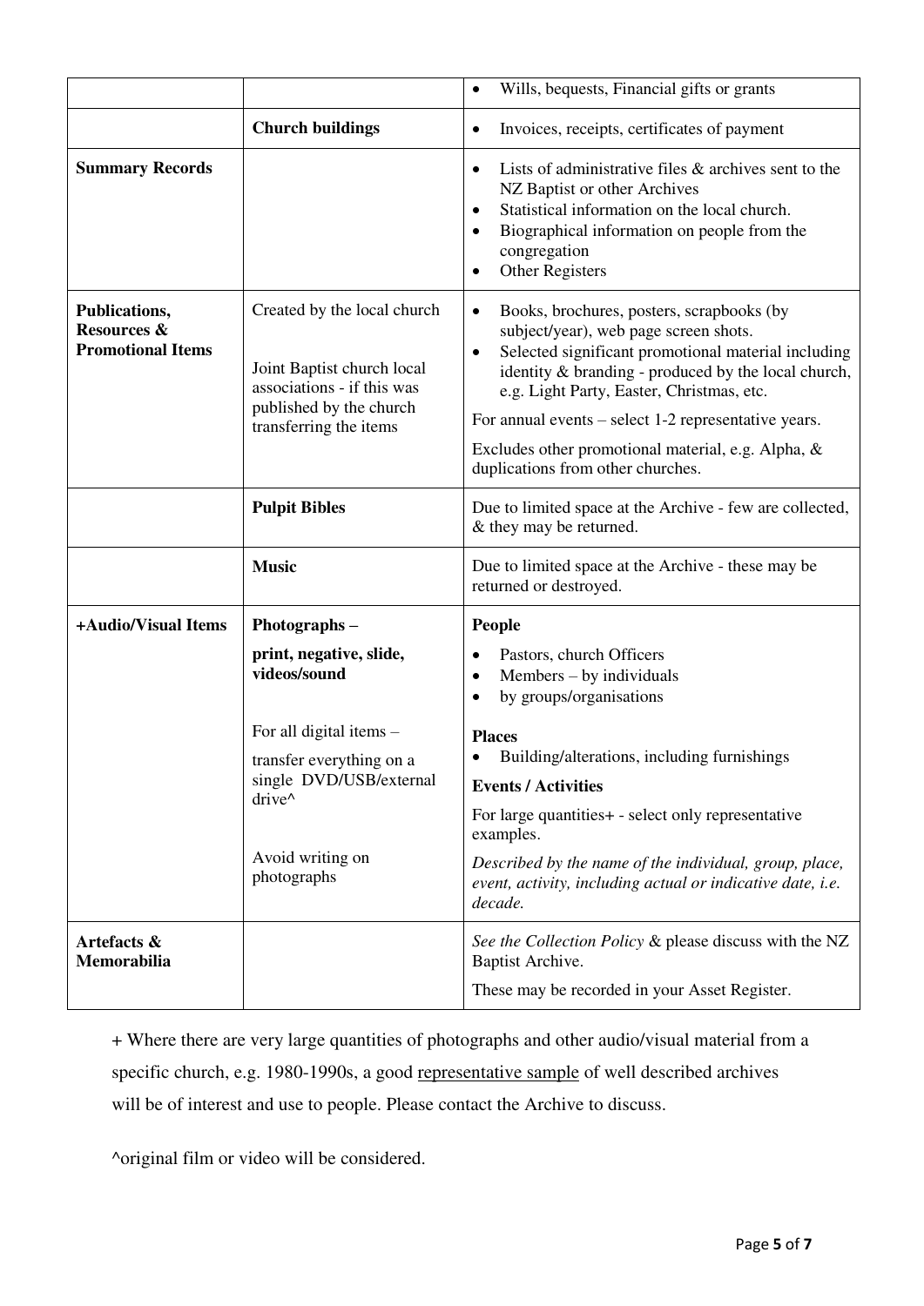| | | |
|---|---|---|
| | | • Wills, bequests, Financial gifts or grants |
| | **Church buildings** | • Invoices, receipts, certificates of payment |
| **Summary Records** | | • Lists of administrative files & archives sent to the NZ Baptist or other Archives<br>• Statistical information on the local church.<br>• Biographical information on people from the congregation<br>• Other Registers |
| **Publications, Resources & Promotional Items** | Created by the local church<br><br>Joint Baptist church local associations - if this was published by the church transferring the items | • Books, brochures, posters, scrapbooks (by subject/year), web page screen shots.<br>• Selected significant promotional material including identity & branding - produced by the local church, e.g. Light Party, Easter, Christmas, etc.<br><br>For annual events – select 1-2 representative years.<br><br>Excludes other promotional material, e.g. Alpha, & duplications from other churches. |
| | **Pulpit Bibles** | Due to limited space at the Archive - few are collected, & they may be returned. |
| | **Music** | Due to limited space at the Archive - these may be returned or destroyed. |
| **+Audio/Visual Items** | **Photographs –**<br>**print, negative, slide, videos/sound**<br><br>For all digital items –<br>transfer everything on a single DVD/USB/external drive^<br><br>Avoid writing on photographs | **People**<br>• Pastors, church Officers<br>• Members – by individuals<br>• by groups/organisations<br><br>**Places**<br>• Building/alterations, including furnishings<br><br>**Events / Activities**<br><br>For large quantities+ - select only representative examples.<br><br>*Described by the name of the individual, group, place, event, activity, including actual or indicative date, i.e. decade.* |
| **Artefacts & Memorabilia** | | *See the Collection Policy* & please discuss with the NZ Baptist Archive.<br><br>These may be recorded in your Asset Register. |

+ Where there are very large quantities of photographs and other audio/visual material from a specific church, e.g. 1980-1990s, a good representative sample of well described archives will be of interest and use to people. Please contact the Archive to discuss.

^original film or video will be considered.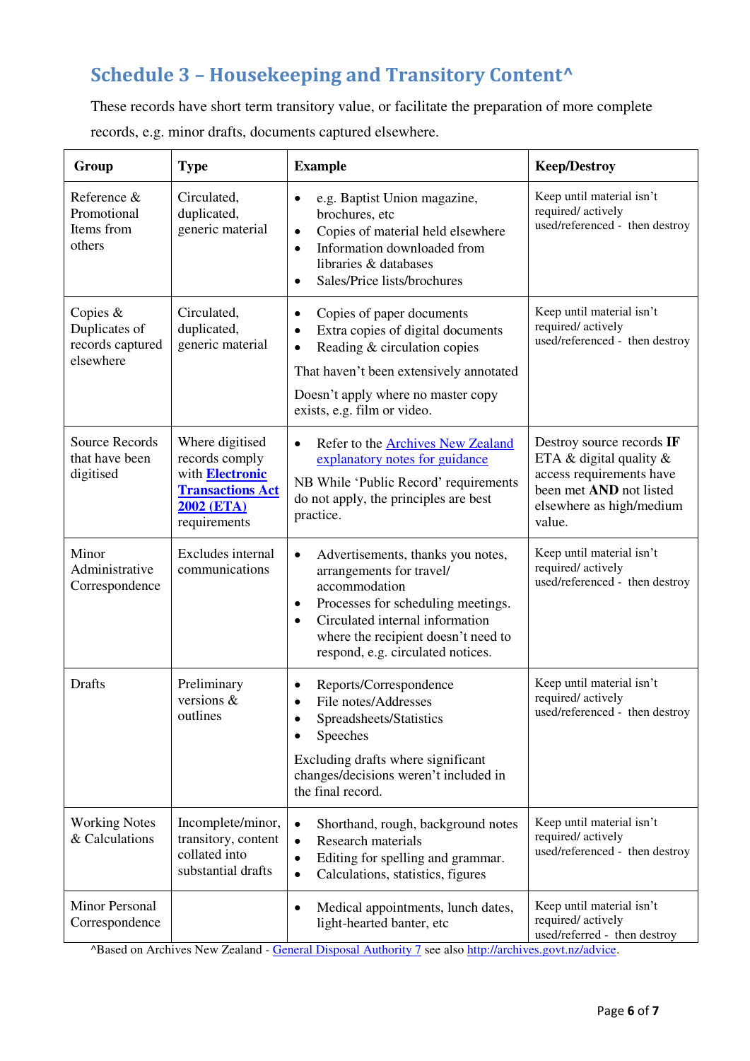## Schedule 3 – Housekeeping and Transitory Content^

These records have short term transitory value, or facilitate the preparation of more complete records, e.g. minor drafts, documents captured elsewhere.

| Group | Type | Example | Keep/Destroy |
|---|---|---|---|
| Reference & Promotional Items from others | Circulated, duplicated, generic material | • e.g. Baptist Union magazine, brochures, etc<br>• Copies of material held elsewhere<br>• Information downloaded from libraries & databases<br>• Sales/Price lists/brochures | Keep until material isn't required/ actively used/referenced - then destroy |
| Copies & Duplicates of records captured elsewhere | Circulated, duplicated, generic material | • Copies of paper documents<br>• Extra copies of digital documents<br>• Reading & circulation copies<br>That haven't been extensively annotated<br>Doesn't apply where no master copy exists, e.g. film or video. | Keep until material isn't required/ actively used/referenced - then destroy |
| Source Records that have been digitised | Where digitised records comply with **Electronic Transactions Act 2002 (ETA)** requirements | • Refer to the Archives New Zealand explanatory notes for guidance<br>NB While 'Public Record' requirements do not apply, the principles are best practice. | Destroy source records **IF** ETA & digital quality & access requirements have been met **AND** not listed elsewhere as high/medium value. |
| Minor Administrative Correspondence | Excludes internal communications | • Advertisements, thanks you notes, arrangements for travel/ accommodation<br>• Processes for scheduling meetings.<br>• Circulated internal information where the recipient doesn't need to respond, e.g. circulated notices. | Keep until material isn't required/ actively used/referenced - then destroy |
| Drafts | Preliminary versions & outlines | • Reports/Correspondence<br>• File notes/Addresses<br>• Spreadsheets/Statistics<br>• Speeches<br>Excluding drafts where significant changes/decisions weren't included in the final record. | Keep until material isn't required/ actively used/referenced - then destroy |
| Working Notes & Calculations | Incomplete/minor, transitory, content collated into substantial drafts | • Shorthand, rough, background notes<br>• Research materials<br>• Editing for spelling and grammar.<br>• Calculations, statistics, figures | Keep until material isn't required/ actively used/referenced - then destroy |
| Minor Personal Correspondence | | • Medical appointments, lunch dates, light-hearted banter, etc | Keep until material isn't required/ actively used/referred - then destroy |

^Based on Archives New Zealand - General Disposal Authority 7 see also http://archives.govt.nz/advice.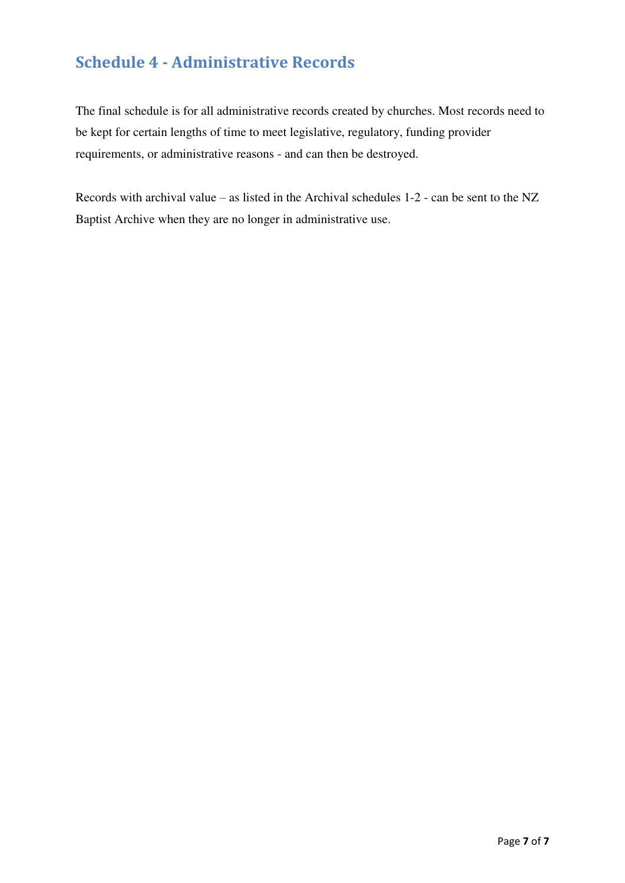## Schedule 4 - Administrative Records

The final schedule is for all administrative records created by churches. Most records need to be kept for certain lengths of time to meet legislative, regulatory, funding provider requirements, or administrative reasons - and can then be destroyed.

Records with archival value – as listed in the Archival schedules 1-2 - can be sent to the NZ Baptist Archive when they are no longer in administrative use.